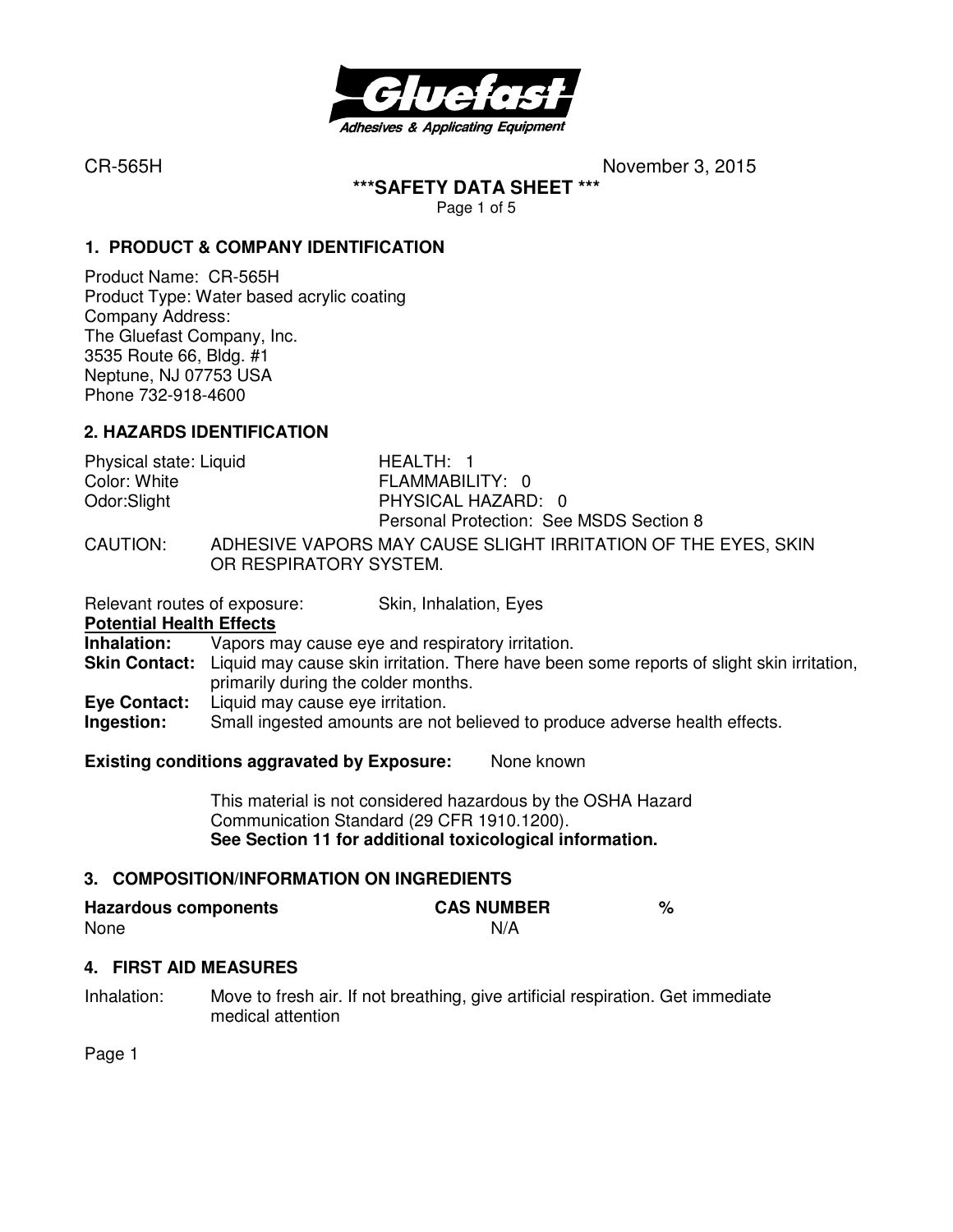CR-565H November 3, 2015

**\*\*\*SAFETY DATA SHEET \*\*\***

## 1. PRODUCT & COMPANY IDENTIFICATION

Product Name: CR-565H
Product Type: Water based acrylic coating
Company Address:
The Gluefast Company, Inc.
3535 Route 66, Bldg. #1
Neptune, NJ 07753 USA
Phone 732-918-4600

## 2. HAZARDS IDENTIFICATION

Physical state: Liquid
Color: White
Odor:Slight

HEALTH: 1
FLAMMABILITY: 0
PHYSICAL HAZARD: 0
Personal Protection: See MSDS Section 8

CAUTION: ADHESIVE VAPORS MAY CAUSE SLIGHT IRRITATION OF THE EYES, SKIN OR RESPIRATORY SYSTEM.

Relevant routes of exposure: Skin, Inhalation, Eyes

**Potential Health Effects**

**Inhalation:** Vapors may cause eye and respiratory irritation.
**Skin Contact:** Liquid may cause skin irritation. There have been some reports of slight skin irritation, primarily during the colder months.
**Eye Contact:** Liquid may cause eye irritation.
**Ingestion:** Small ingested amounts are not believed to produce adverse health effects.

**Existing conditions aggravated by Exposure:** None known

This material is not considered hazardous by the OSHA Hazard Communication Standard (29 CFR 1910.1200).
**See Section 11 for additional toxicological information.**

## 3. COMPOSITION/INFORMATION ON INGREDIENTS

| Hazardous components | CAS NUMBER | % |
|---|---|---|
| None | N/A | |

## 4. FIRST AID MEASURES

Inhalation: Move to fresh air. If not breathing, give artificial respiration. Get immediate medical attention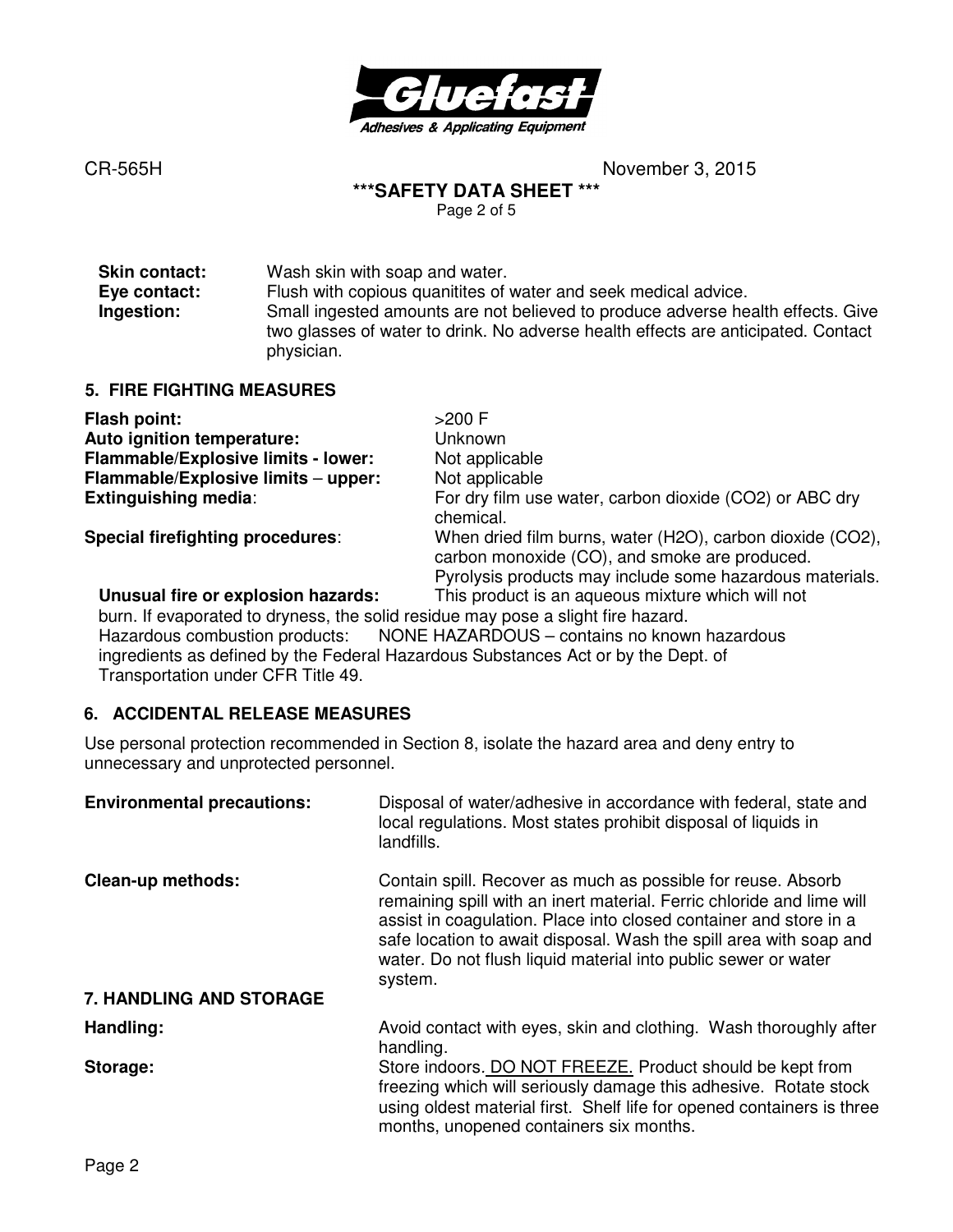**Skin contact:** Wash skin with soap and water.
**Eye contact:** Flush with copious quanitites of water and seek medical advice.
**Ingestion:** Small ingested amounts are not believed to produce adverse health effects. Give two glasses of water to drink. No adverse health effects are anticipated. Contact physician.

## 5. FIRE FIGHTING MEASURES

**Flash point:** >200 F
**Auto ignition temperature:** Unknown
**Flammable/Explosive limits - lower:** Not applicable
**Flammable/Explosive limits – upper:** Not applicable
**Extinguishing media**: For dry film use water, carbon dioxide (CO2) or ABC dry chemical.
**Special firefighting procedures**: When dried film burns, water (H2O), carbon dioxide (CO2), carbon monoxide (CO), and smoke are produced. Pyrolysis products may include some hazardous materials.
**Unusual fire or explosion hazards:** This product is an aqueous mixture which will not burn. If evaporated to dryness, the solid residue may pose a slight fire hazard.
Hazardous combustion products: NONE HAZARDOUS – contains no known hazardous ingredients as defined by the Federal Hazardous Substances Act or by the Dept. of Transportation under CFR Title 49.

## 6. ACCIDENTAL RELEASE MEASURES

Use personal protection recommended in Section 8, isolate the hazard area and deny entry to unnecessary and unprotected personnel.

**Environmental precautions:** Disposal of water/adhesive in accordance with federal, state and local regulations. Most states prohibit disposal of liquids in landfills.

**Clean-up methods:** Contain spill. Recover as much as possible for reuse. Absorb remaining spill with an inert material. Ferric chloride and lime will assist in coagulation. Place into closed container and store in a safe location to await disposal. Wash the spill area with soap and water. Do not flush liquid material into public sewer or water system.

## 7. HANDLING AND STORAGE

**Handling:** Avoid contact with eyes, skin and clothing. Wash thoroughly after handling.
**Storage:** Store indoors. DO NOT FREEZE. Product should be kept from freezing which will seriously damage this adhesive. Rotate stock using oldest material first. Shelf life for opened containers is three months, unopened containers six months.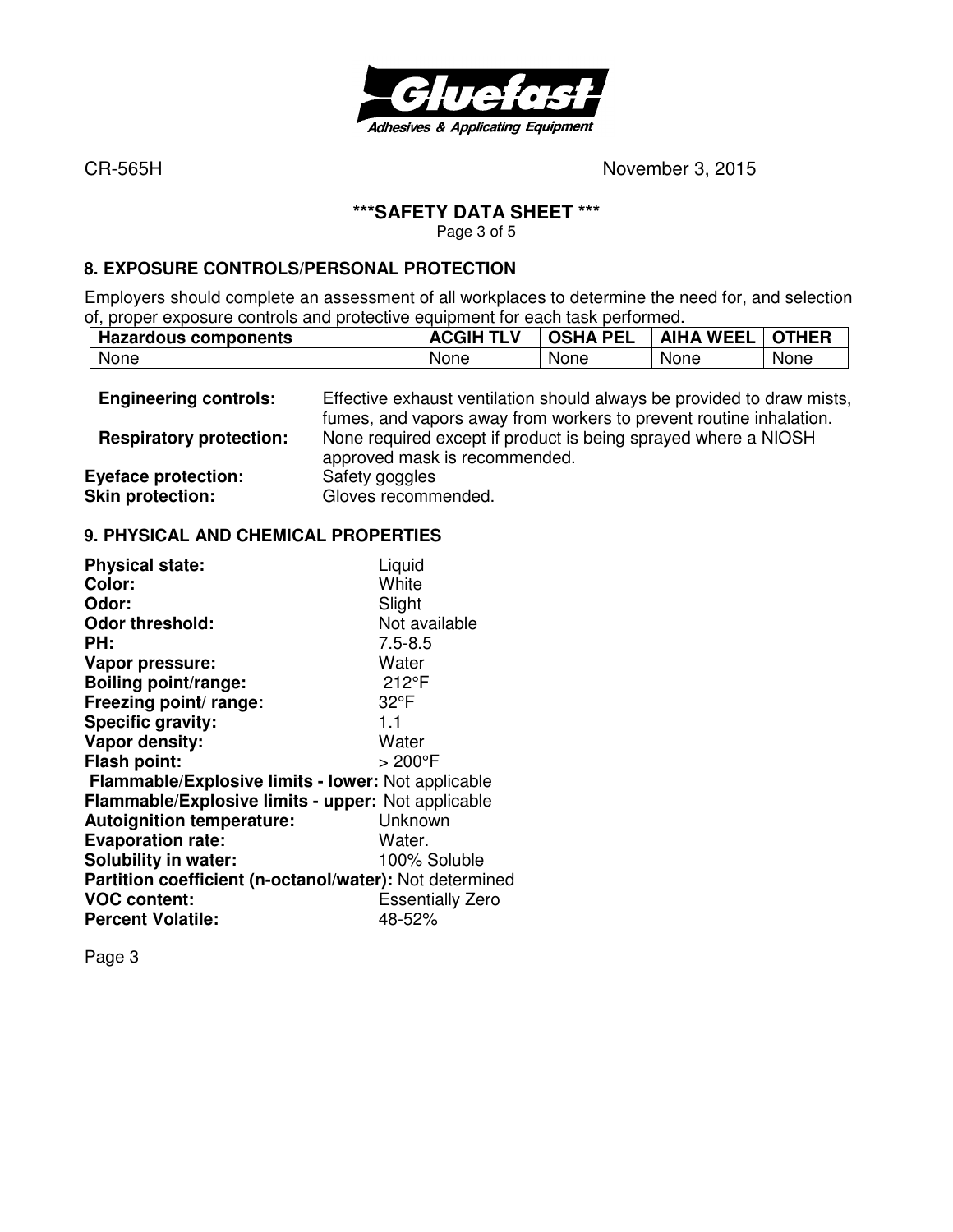## 8. EXPOSURE CONTROLS/PERSONAL PROTECTION

Employers should complete an assessment of all workplaces to determine the need for, and selection of, proper exposure controls and protective equipment for each task performed.

| Hazardous components | ACGIH TLV | OSHA PEL | AIHA WEEL | OTHER |
|---|---|---|---|---|
| None | None | None | None | None |

**Engineering controls:** Effective exhaust ventilation should always be provided to draw mists, fumes, and vapors away from workers to prevent routine inhalation.

**Respiratory protection:** None required except if product is being sprayed where a NIOSH approved mask is recommended.

**Eyeface protection:** Safety goggles

**Skin protection:** Gloves recommended.

## 9. PHYSICAL AND CHEMICAL PROPERTIES

**Physical state:** Liquid
**Color:** White
**Odor:** Slight
**Odor threshold:** Not available
**PH:** 7.5-8.5
**Vapor pressure:** Water
**Boiling point/range:** 212°F
**Freezing point/ range:** 32°F
**Specific gravity:** 1.1
**Vapor density:** Water
**Flash point:** > 200°F
**Flammable/Explosive limits - lower:** Not applicable
**Flammable/Explosive limits - upper:** Not applicable
**Autoignition temperature:** Unknown
**Evaporation rate:** Water.
**Solubility in water:** 100% Soluble
**Partition coefficient (n-octanol/water):** Not determined
**VOC content:** Essentially Zero
**Percent Volatile:** 48-52%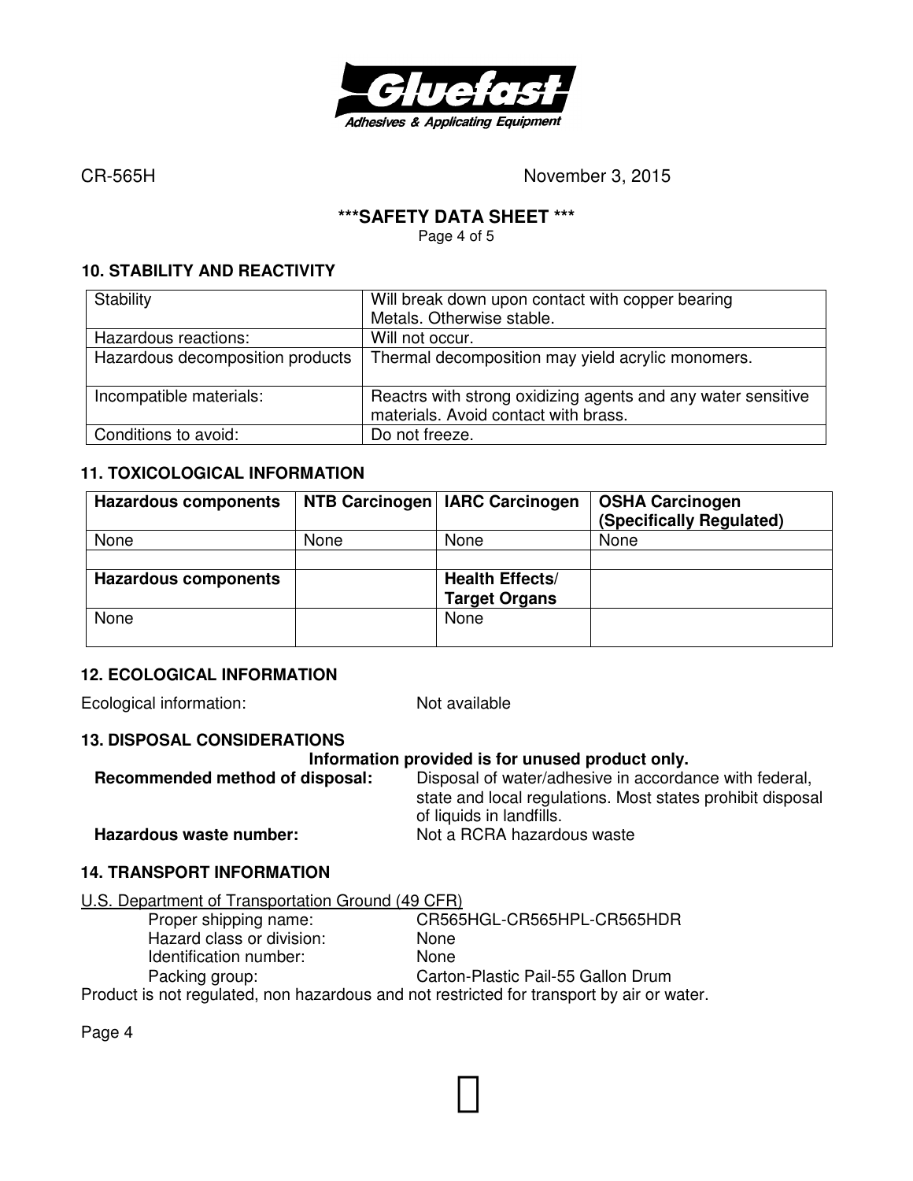CR-565H November 3, 2015

**\*\*\*SAFETY DATA SHEET \*\*\***

## 10. STABILITY AND REACTIVITY

| Stability | Will break down upon contact with copper bearing Metals. Otherwise stable. |
|---|---|
| Hazardous reactions: | Will not occur. |
| Hazardous decomposition products | Thermal decomposition may yield acrylic monomers. |
| Incompatible materials: | Reactrs with strong oxidizing agents and any water sensitive materials. Avoid contact with brass. |
| Conditions to avoid: | Do not freeze. |

## 11. TOXICOLOGICAL INFORMATION

| **Hazardous components** | **NTB Carcinogen** | **IARC Carcinogen** | **OSHA Carcinogen (Specifically Regulated)** |
|---|---|---|---|
| None | None | None | None |
| | | | |
| **Hazardous components** | | **Health Effects/ Target Organs** | |
| None | | None | |

## 12. ECOLOGICAL INFORMATION

Ecological information: Not available

## 13. DISPOSAL CONSIDERATIONS

**Information provided is for unused product only.**

**Recommended method of disposal:** Disposal of water/adhesive in accordance with federal, state and local regulations. Most states prohibit disposal of liquids in landfills.

**Hazardous waste number:** Not a RCRA hazardous waste

## 14. TRANSPORT INFORMATION

U.S. Department of Transportation Ground (49 CFR)

- Proper shipping name: CR565HGL-CR565HPL-CR565HDR
- Hazard class or division: None
- Identification number: None
- Packing group: Carton-Plastic Pail-55 Gallon Drum

Product is not regulated, non hazardous and not restricted for transport by air or water.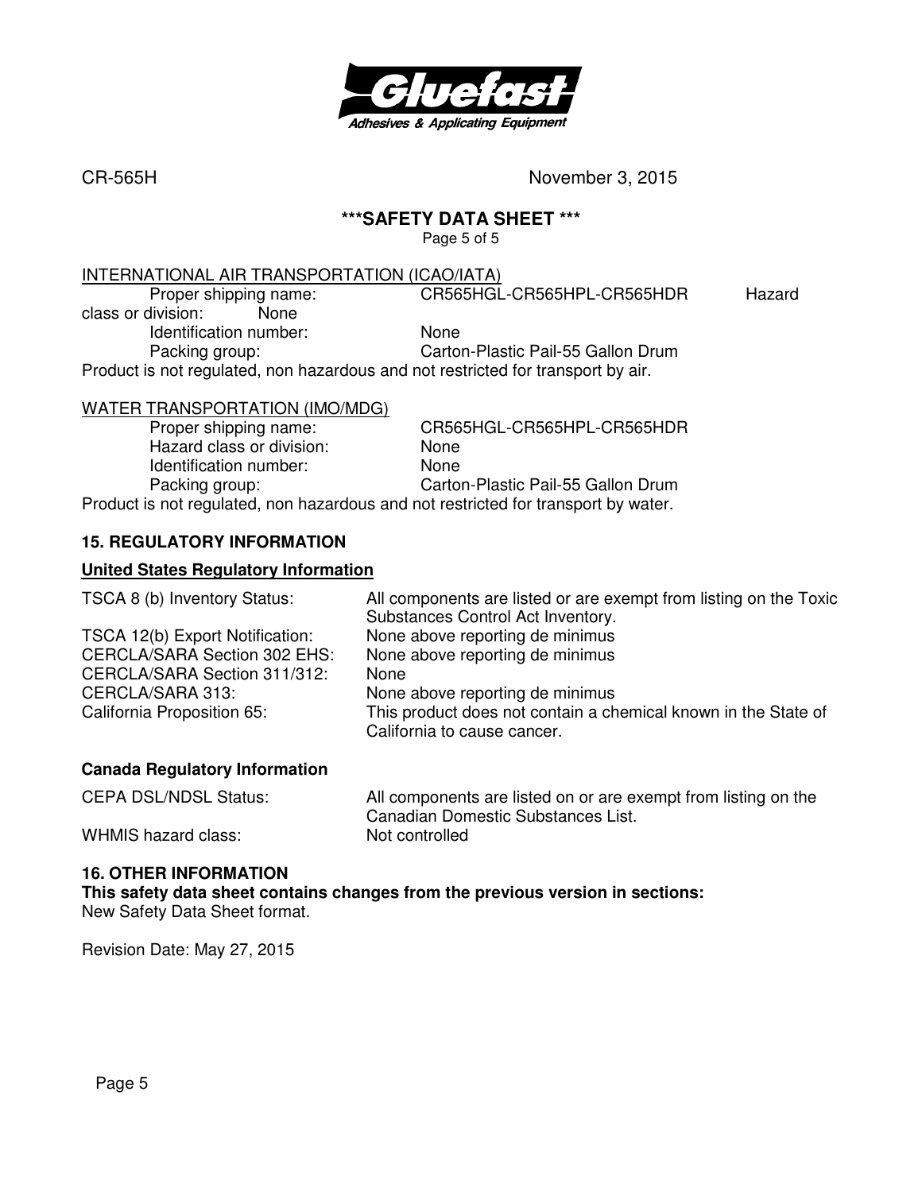CR-565H November 3, 2015

**\*\*\*SAFETY DATA SHEET \*\*\***

INTERNATIONAL AIR TRANSPORTATION (ICAO/IATA)

Proper shipping name: CR565HGL-CR565HPL-CR565HDR Hazard class or division: None

Identification number: None

Packing group: Carton-Plastic Pail-55 Gallon Drum

Product is not regulated, non hazardous and not restricted for transport by air.

WATER TRANSPORTATION (IMO/MDG)

Proper shipping name: CR565HGL-CR565HPL-CR565HDR

Hazard class or division: None

Identification number: None

Packing group: Carton-Plastic Pail-55 Gallon Drum

Product is not regulated, non hazardous and not restricted for transport by water.

## 15. REGULATORY INFORMATION

### United States Regulatory Information

| | |
|---|---|
| TSCA 8 (b) Inventory Status: | All components are listed or are exempt from listing on the Toxic Substances Control Act Inventory. |
| TSCA 12(b) Export Notification: | None above reporting de minimus |
| CERCLA/SARA Section 302 EHS: | None above reporting de minimus |
| CERCLA/SARA Section 311/312: | None |
| CERCLA/SARA 313: | None above reporting de minimus |
| California Proposition 65: | This product does not contain a chemical known in the State of California to cause cancer. |

### Canada Regulatory Information

| | |
|---|---|
| CEPA DSL/NDSL Status: | All components are listed on or are exempt from listing on the Canadian Domestic Substances List. |
| WHMIS hazard class: | Not controlled |

## 16. OTHER INFORMATION

**This safety data sheet contains changes from the previous version in sections:**

New Safety Data Sheet format.

Revision Date: May 27, 2015